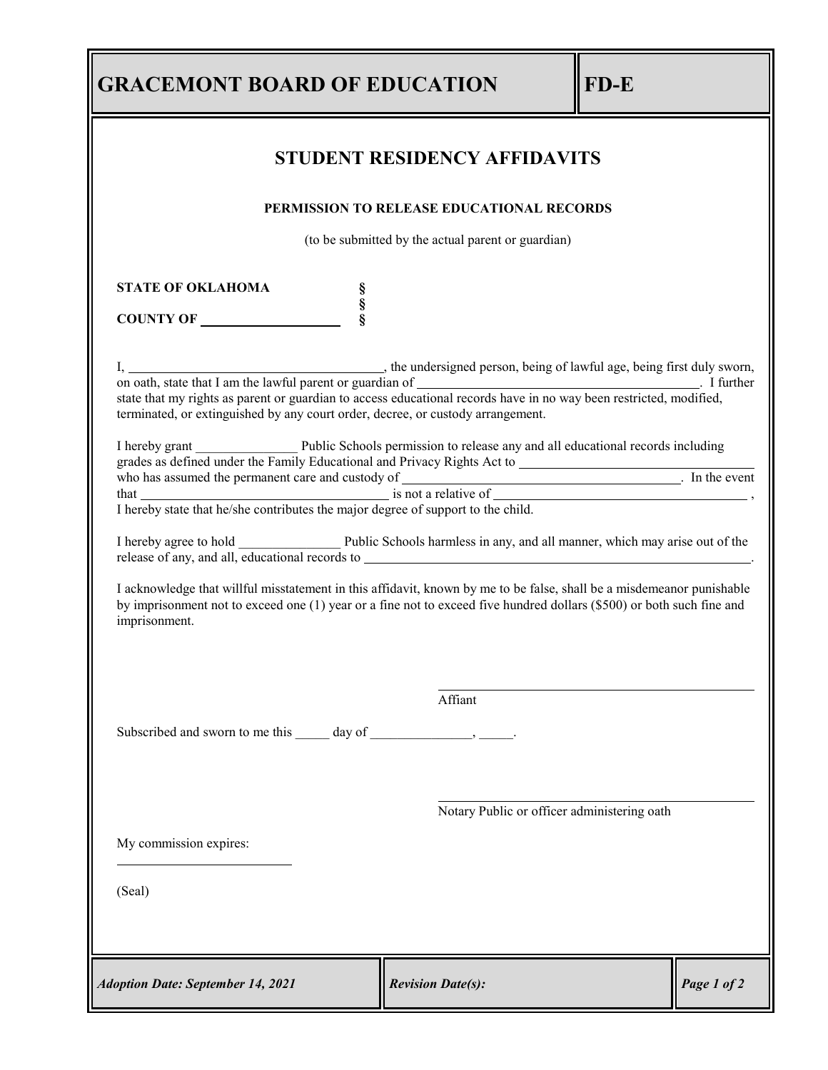# GRACEMONT BOARD OF EDUCATION

**FD-E**

## STUDENT RESIDENCY AFFIDAVITS

### PERMISSION TO RELEASE EDUCATIONAL RECORDS

(to be submitted by the actual parent or guardian)

**STATE OF OKLAHOMA** §
§
**COUNTY OF** ____________________ §

I, ________________________________________, the undersigned person, being of lawful age, being first duly sworn, on oath, state that I am the lawful parent or guardian of ____________________________________________. I further state that my rights as parent or guardian to access educational records have in no way been restricted, modified, terminated, or extinguished by any court order, decree, or custody arrangement.

I hereby grant _______________ Public Schools permission to release any and all educational records including grades as defined under the Family Educational and Privacy Rights Act to ____________________________________ who has assumed the permanent care and custody of ____________________________________________. In the event that ________________________________________ is not a relative of ________________________________________, I hereby state that he/she contributes the major degree of support to the child.

I hereby agree to hold _______________ Public Schools harmless in any, and all manner, which may arise out of the release of any, and all, educational records to ______________________________________________________________.

I acknowledge that willful misstatement in this affidavit, known by me to be false, shall be a misdemeanor punishable by imprisonment not to exceed one (1) year or a fine not to exceed five hundred dollars ($500) or both such fine and imprisonment.

______________________________________________
Affiant

Subscribed and sworn to me this _____ day of _______________, _____.

______________________________________________
Notary Public or officer administering oath

My commission expires:

__________________________

(Seal)

*Adoption Date: September 14, 2021* | *Revision Date(s):*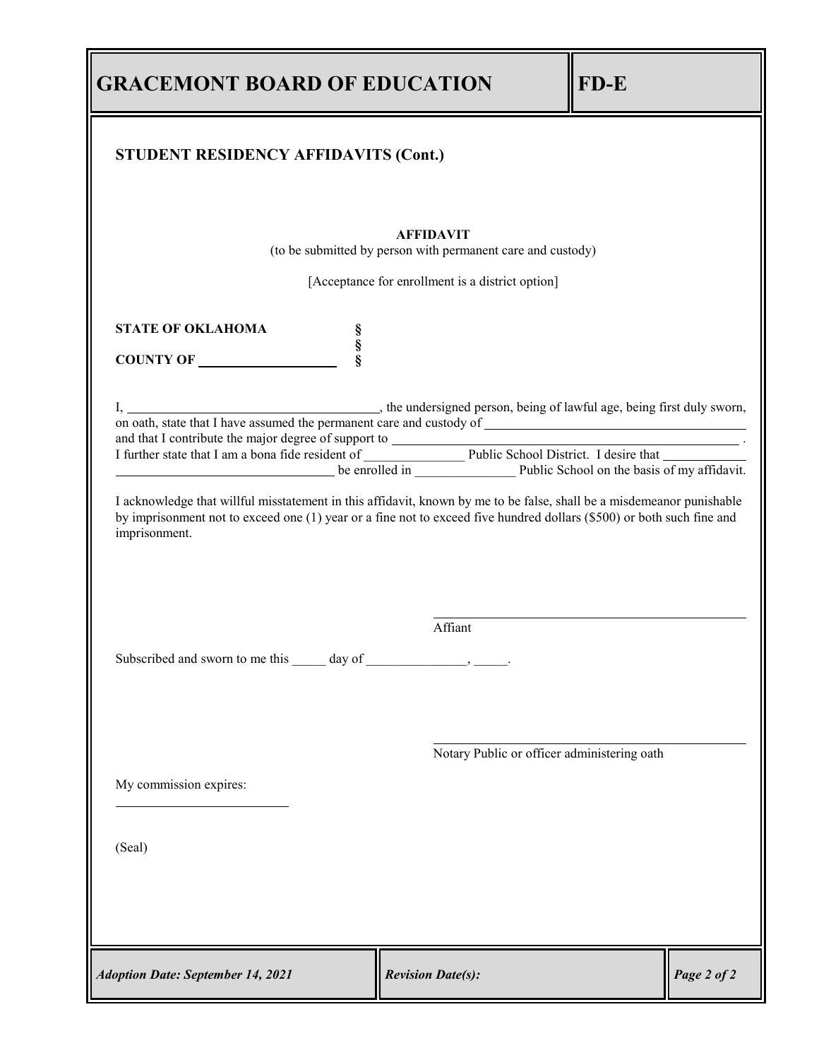## STUDENT RESIDENCY AFFIDAVITS (Cont.)

**AFFIDAVIT**

(to be submitted by person with permanent care and custody)

[Acceptance for enrollment is a district option]

**STATE OF OKLAHOMA** §
§
**COUNTY OF ____________________** §

I, ________________________________________, the undersigned person, being of lawful age, being first duly sworn, on oath, state that I have assumed the permanent care and custody of ________________________________________ and that I contribute the major degree of support to ________________________________________________________. I further state that I am a bona fide resident of _______________ Public School District. I desire that _____________ _________________________________ be enrolled in _______________ Public School on the basis of my affidavit.

I acknowledge that willful misstatement in this affidavit, known by me to be false, shall be a misdemeanor punishable by imprisonment not to exceed one (1) year or a fine not to exceed five hundred dollars ($500) or both such fine and imprisonment.

_____________________________________________
Affiant

Subscribed and sworn to me this _____ day of _______________, _____.

_____________________________________________
Notary Public or officer administering oath

My commission expires:

_________________________

(Seal)